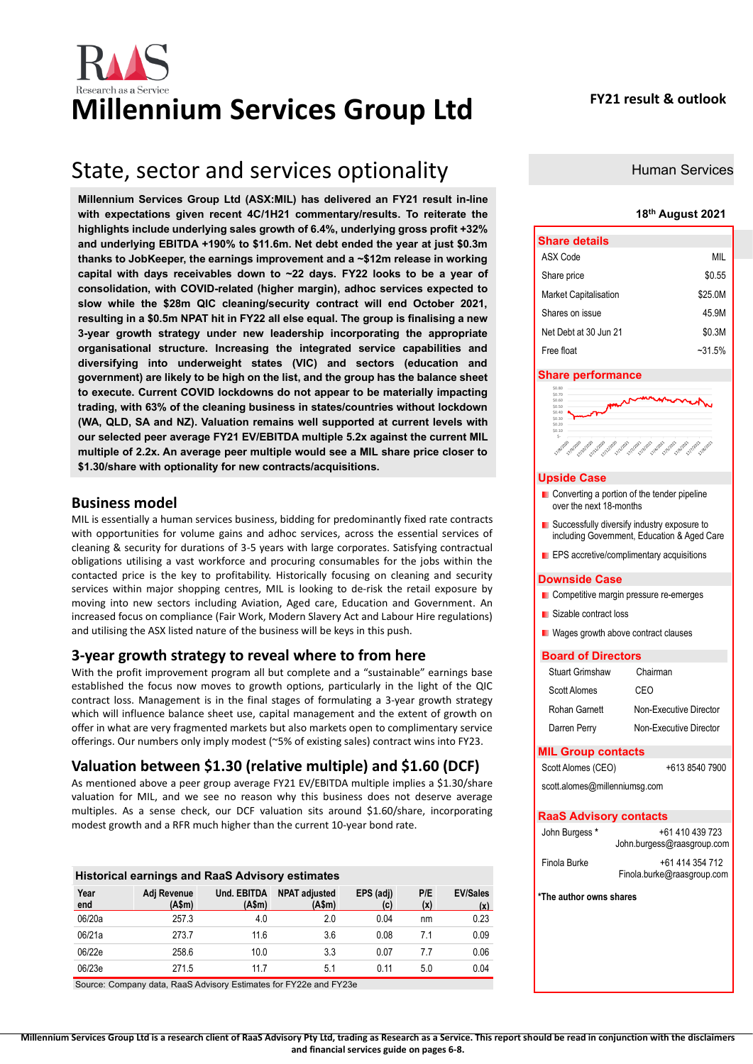# Millennium Services Group Ltd

**FY21 result & outlook**

## State, sector and services optionality

**Human Services**

**18th August 2021**

**Millennium Services Group Ltd (ASX:MIL) has delivered an FY21 result in-line with expectations given recent 4C/1H21 commentary/results. To reiterate the highlights include underlying sales growth of 6.4%, underlying gross profit +32% and underlying EBITDA +190% to $11.6m. Net debt ended the year at just $0.3m thanks to JobKeeper, the earnings improvement and a ~$12m release in working capital with days receivables down to ~22 days. FY22 looks to be a year of consolidation, with COVID-related (higher margin), adhoc services expected to slow while the $28m QIC cleaning/security contract will end October 2021, resulting in a $0.5m NPAT hit in FY22 all else equal. The group is finalising a new 3-year growth strategy under new leadership incorporating the appropriate organisational structure. Increasing the integrated service capabilities and diversifying into underweight states (VIC) and sectors (education and government) are likely to be high on the list, and the group has the balance sheet to execute. Current COVID lockdowns do not appear to be materially impacting trading, with 63% of the cleaning business in states/countries without lockdown (WA, QLD, SA and NZ). Valuation remains well supported at current levels with our selected peer average FY21 EV/EBITDA multiple 5.2x against the current MIL multiple of 2.2x. An average peer multiple would see a MIL share price closer to $1.30/share with optionality for new contracts/acquisitions.**

### Business model

MIL is essentially a human services business, bidding for predominantly fixed rate contracts with opportunities for volume gains and adhoc services, across the essential services of cleaning & security for durations of 3-5 years with large corporates. Satisfying contractual obligations utilising a vast workforce and procuring consumables for the jobs within the contacted price is the key to profitability. Historically focusing on cleaning and security services within major shopping centres, MIL is looking to de-risk the retail exposure by moving into new sectors including Aviation, Aged care, Education and Government. An increased focus on compliance (Fair Work, Modern Slavery Act and Labour Hire regulations) and utilising the ASX listed nature of the business will be keys in this push.

### 3-year growth strategy to reveal where to from here

With the profit improvement program all but complete and a "sustainable" earnings base established the focus now moves to growth options, particularly in the light of the QIC contract loss. Management is in the final stages of formulating a 3-year growth strategy which will influence balance sheet use, capital management and the extent of growth on offer in what are very fragmented markets but also markets open to complimentary service offerings. Our numbers only imply modest (~5% of existing sales) contract wins into FY23.

### Valuation between $1.30 (relative multiple) and $1.60 (DCF)

As mentioned above a peer group average FY21 EV/EBITDA multiple implies a $1.30/share valuation for MIL, and we see no reason why this business does not deserve average multiples. As a sense check, our DCF valuation sits around $1.60/share, incorporating modest growth and a RFR much higher than the current 10-year bond rate.

**Historical earnings and RaaS Advisory estimates**

| Year end | Adj Revenue (A$m) | Und. EBITDA (A$m) | NPAT adjusted (A$m) | EPS (adj) (c) | P/E (x) | EV/Sales (x) |
|---|---|---|---|---|---|---|
| 06/20a | 257.3 | 4.0 | 2.0 | 0.04 | nm | 0.23 |
| 06/21a | 273.7 | 11.6 | 3.6 | 0.08 | 7.1 | 0.09 |
| 06/22e | 258.6 | 10.0 | 3.3 | 0.07 | 7.7 | 0.06 |
| 06/23e | 271.5 | 11.7 | 5.1 | 0.11 | 5.0 | 0.04 |

Source: Company data, RaaS Advisory Estimates for FY22e and FY23e

### Share details

| | |
|---|---|
| ASX Code | MIL |
| Share price | $0.55 |
| Market Capitalisation | $25.0M |
| Shares on issue | 45.9M |
| Net Debt at 30 Jun 21 | $0.3M |
| Free float | ~31.5% |

### Share performance

### Upside Case

- Converting a portion of the tender pipeline over the next 18-months
- Successfully diversify industry exposure to including Government, Education & Aged Care
- EPS accretive/complimentary acquisitions

### Downside Case

- Competitive margin pressure re-emerges
- Sizable contract loss
- Wages growth above contract clauses

### Board of Directors

| | |
|---|---|
| Stuart Grimshaw | Chairman |
| Scott Alomes | CEO |
| Rohan Garnett | Non-Executive Director |
| Darren Perry | Non-Executive Director |

### MIL Group contacts

Scott Alomes (CEO) +613 8540 7900

scott.alomes@millenniumsg.com

### RaaS Advisory contacts

John Burgess * +61 410 439 723
John.burgess@raasgroup.com

Finola Burke +61 414 354 712
Finola.burke@raasgroup.com

***The author owns shares**

**Millennium Services Group Ltd is a research client of RaaS Advisory Pty Ltd, trading as Research as a Service. This report should be read in conjunction with the disclaimers and financial services guide on pages 6-8.**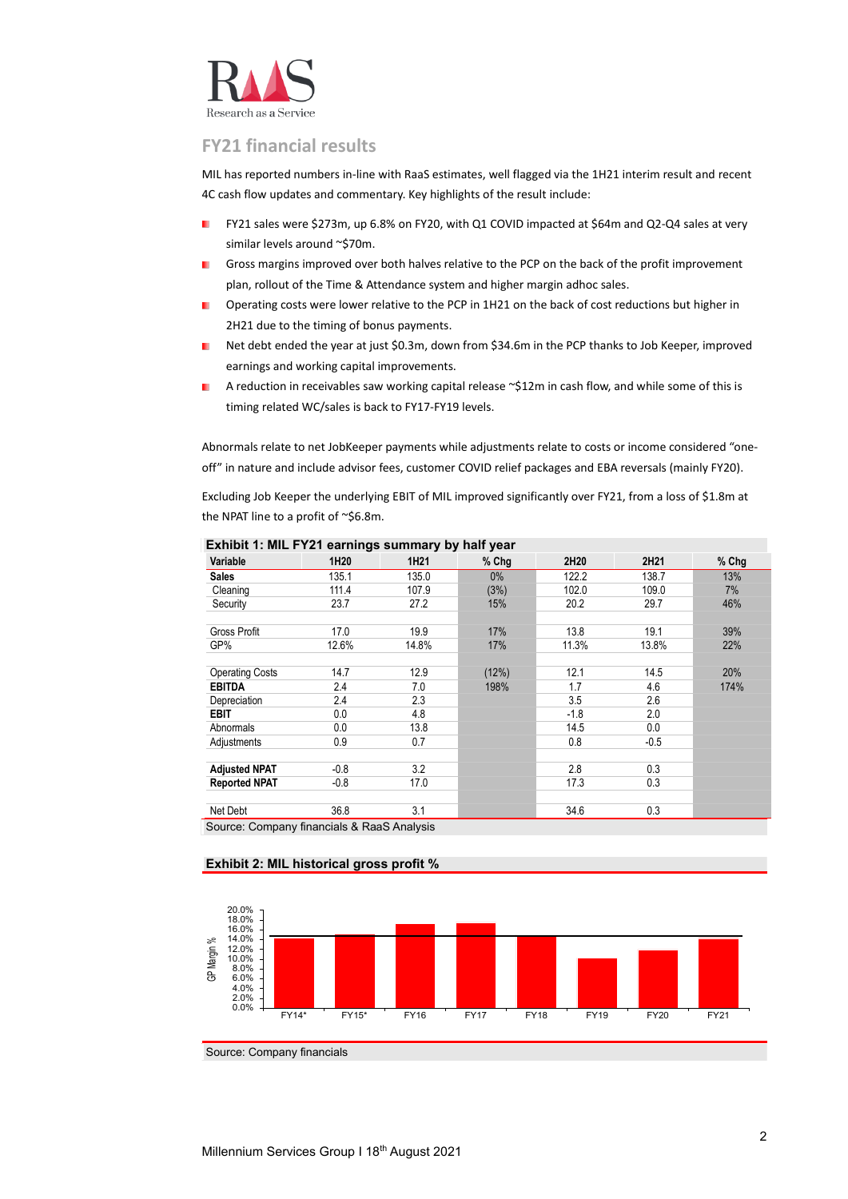## FY21 financial results

MIL has reported numbers in-line with RaaS estimates, well flagged via the 1H21 interim result and recent 4C cash flow updates and commentary. Key highlights of the result include:

- FY21 sales were $273m, up 6.8% on FY20, with Q1 COVID impacted at $64m and Q2-Q4 sales at very similar levels around ~$70m.
- Gross margins improved over both halves relative to the PCP on the back of the profit improvement plan, rollout of the Time & Attendance system and higher margin adhoc sales.
- Operating costs were lower relative to the PCP in 1H21 on the back of cost reductions but higher in 2H21 due to the timing of bonus payments.
- Net debt ended the year at just $0.3m, down from $34.6m in the PCP thanks to Job Keeper, improved earnings and working capital improvements.
- A reduction in receivables saw working capital release ~$12m in cash flow, and while some of this is timing related WC/sales is back to FY17-FY19 levels.

Abnormals relate to net JobKeeper payments while adjustments relate to costs or income considered "one-off" in nature and include advisor fees, customer COVID relief packages and EBA reversals (mainly FY20).

Excluding Job Keeper the underlying EBIT of MIL improved significantly over FY21, from a loss of $1.8m at the NPAT line to a profit of ~$6.8m.

**Exhibit 1: MIL FY21 earnings summary by half year**

| Variable | 1H20 | 1H21 | % Chg | 2H20 | 2H21 | % Chg |
|---|---|---|---|---|---|---|
| **Sales** | 135.1 | 135.0 | 0% | 122.2 | 138.7 | 13% |
| Cleaning | 111.4 | 107.9 | (3%) | 102.0 | 109.0 | 7% |
| Security | 23.7 | 27.2 | 15% | 20.2 | 29.7 | 46% |
| | | | | | | |
| Gross Profit | 17.0 | 19.9 | 17% | 13.8 | 19.1 | 39% |
| GP% | 12.6% | 14.8% | 17% | 11.3% | 13.8% | 22% |
| | | | | | | |
| Operating Costs | 14.7 | 12.9 | (12%) | 12.1 | 14.5 | 20% |
| **EBITDA** | 2.4 | 7.0 | 198% | 1.7 | 4.6 | 174% |
| Depreciation | 2.4 | 2.3 | | 3.5 | 2.6 | |
| **EBIT** | 0.0 | 4.8 | | -1.8 | 2.0 | |
| Abnormals | 0.0 | 13.8 | | 14.5 | 0.0 | |
| Adjustments | 0.9 | 0.7 | | 0.8 | -0.5 | |
| | | | | | | |
| **Adjusted NPAT** | -0.8 | 3.2 | | 2.8 | 0.3 | |
| **Reported NPAT** | -0.8 | 17.0 | | 17.3 | 0.3 | |
| | | | | | | |
| Net Debt | 36.8 | 3.1 | | 34.6 | 0.3 | |

Source: Company financials & RaaS Analysis

**Exhibit 2: MIL historical gross profit %**

Source: Company financials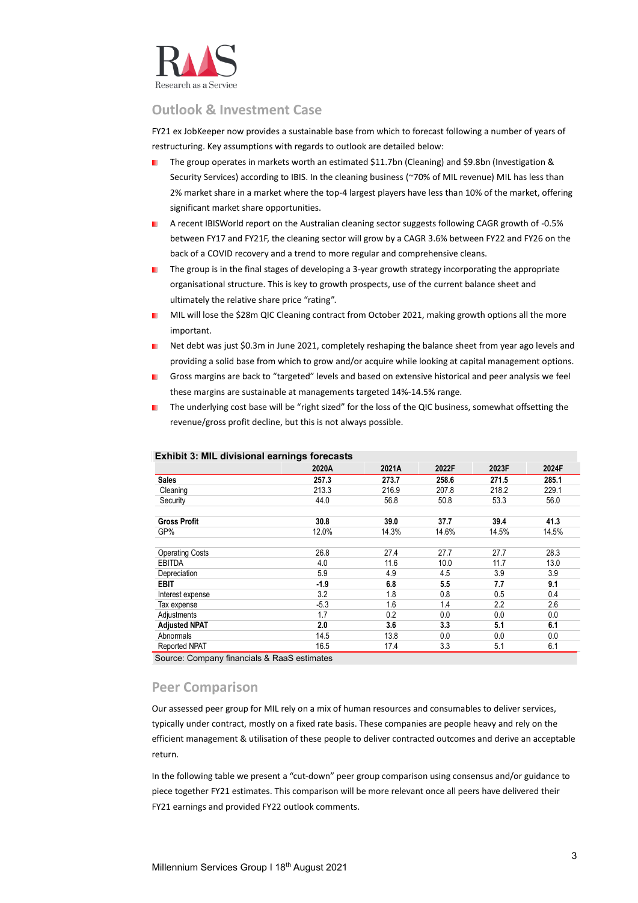## Outlook & Investment Case

FY21 ex JobKeeper now provides a sustainable base from which to forecast following a number of years of restructuring. Key assumptions with regards to outlook are detailed below:

- The group operates in markets worth an estimated $11.7bn (Cleaning) and $9.8bn (Investigation & Security Services) according to IBIS. In the cleaning business (~70% of MIL revenue) MIL has less than 2% market share in a market where the top-4 largest players have less than 10% of the market, offering significant market share opportunities.
- A recent IBISWorld report on the Australian cleaning sector suggests following CAGR growth of -0.5% between FY17 and FY21F, the cleaning sector will grow by a CAGR 3.6% between FY22 and FY26 on the back of a COVID recovery and a trend to more regular and comprehensive cleans.
- The group is in the final stages of developing a 3-year growth strategy incorporating the appropriate organisational structure. This is key to growth prospects, use of the current balance sheet and ultimately the relative share price "rating".
- MIL will lose the $28m QIC Cleaning contract from October 2021, making growth options all the more important.
- Net debt was just $0.3m in June 2021, completely reshaping the balance sheet from year ago levels and providing a solid base from which to grow and/or acquire while looking at capital management options.
- Gross margins are back to "targeted" levels and based on extensive historical and peer analysis we feel these margins are sustainable at managements targeted 14%-14.5% range.
- The underlying cost base will be "right sized" for the loss of the QIC business, somewhat offsetting the revenue/gross profit decline, but this is not always possible.

**Exhibit 3: MIL divisional earnings forecasts**

| | 2020A | 2021A | 2022F | 2023F | 2024F |
|---|---|---|---|---|---|
| **Sales** | **257.3** | **273.7** | **258.6** | **271.5** | **285.1** |
| Cleaning | 213.3 | 216.9 | 207.8 | 218.2 | 229.1 |
| Security | 44.0 | 56.8 | 50.8 | 53.3 | 56.0 |
| | | | | | |
| **Gross Profit** | **30.8** | **39.0** | **37.7** | **39.4** | **41.3** |
| GP% | 12.0% | 14.3% | 14.6% | 14.5% | 14.5% |
| | | | | | |
| Operating Costs | 26.8 | 27.4 | 27.7 | 27.7 | 28.3 |
| EBITDA | 4.0 | 11.6 | 10.0 | 11.7 | 13.0 |
| Depreciation | 5.9 | 4.9 | 4.5 | 3.9 | 3.9 |
| **EBIT** | **-1.9** | **6.8** | **5.5** | **7.7** | **9.1** |
| Interest expense | 3.2 | 1.8 | 0.8 | 0.5 | 0.4 |
| Tax expense | -5.3 | 1.6 | 1.4 | 2.2 | 2.6 |
| Adjustments | 1.7 | 0.2 | 0.0 | 0.0 | 0.0 |
| **Adjusted NPAT** | **2.0** | **3.6** | **3.3** | **5.1** | **6.1** |
| Abnormals | 14.5 | 13.8 | 0.0 | 0.0 | 0.0 |
| Reported NPAT | 16.5 | 17.4 | 3.3 | 5.1 | 6.1 |

Source: Company financials & RaaS estimates

## Peer Comparison

Our assessed peer group for MIL rely on a mix of human resources and consumables to deliver services, typically under contract, mostly on a fixed rate basis. These companies are people heavy and rely on the efficient management & utilisation of these people to deliver contracted outcomes and derive an acceptable return.

In the following table we present a "cut-down" peer group comparison using consensus and/or guidance to piece together FY21 estimates. This comparison will be more relevant once all peers have delivered their FY21 earnings and provided FY22 outlook comments.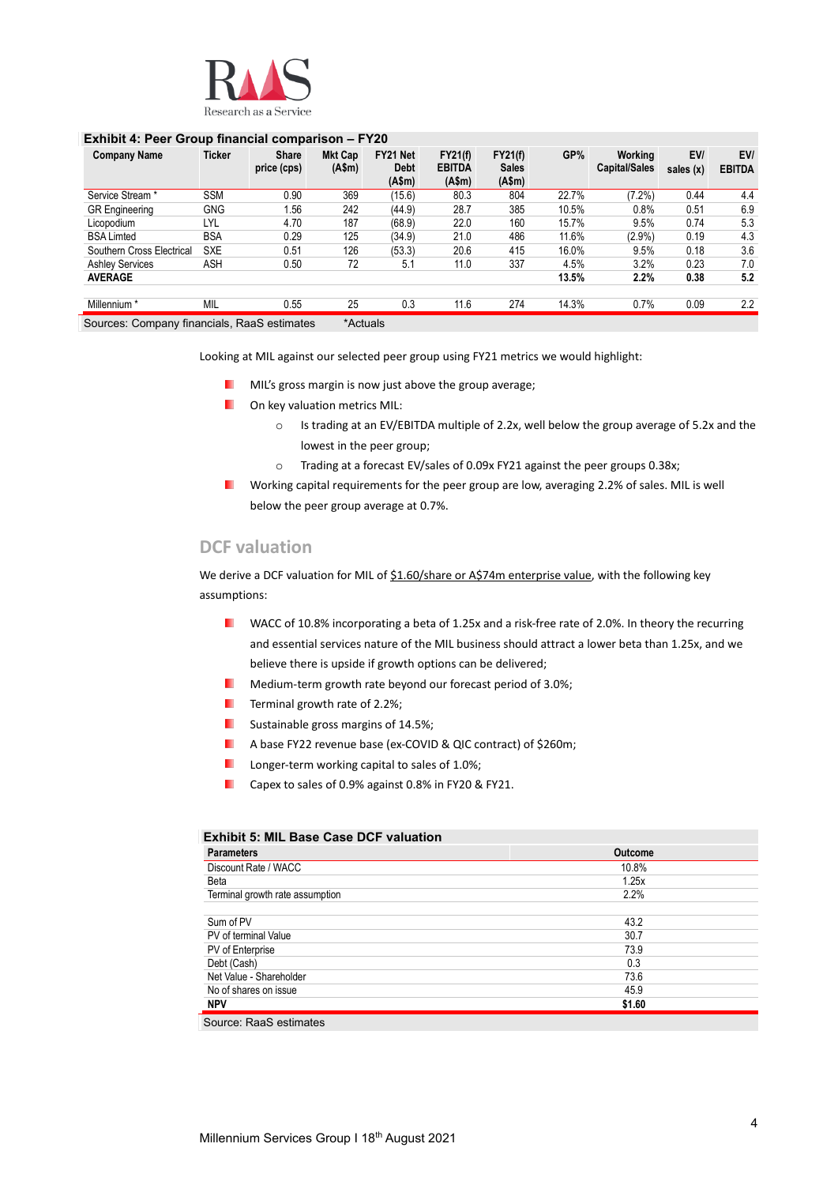**Exhibit 4: Peer Group financial comparison – FY20**

| Company Name | Ticker | Share price (cps) | Mkt Cap (A$m) | FY21 Net Debt (A$m) | FY21(f) EBITDA (A$m) | FY21(f) Sales (A$m) | GP% | Working Capital/Sales | EV/ sales (x) | EV/ EBITDA |
|---|---|---|---|---|---|---|---|---|---|---|
| Service Stream * | SSM | 0.90 | 369 | (15.6) | 80.3 | 804 | 22.7% | (7.2%) | 0.44 | 4.4 |
| GR Engineering | GNG | 1.56 | 242 | (44.9) | 28.7 | 385 | 10.5% | 0.8% | 0.51 | 6.9 |
| Licopodium | LYL | 4.70 | 187 | (68.9) | 22.0 | 160 | 15.7% | 9.5% | 0.74 | 5.3 |
| BSA Limted | BSA | 0.29 | 125 | (34.9) | 21.0 | 486 | 11.6% | (2.9%) | 0.19 | 4.3 |
| Southern Cross Electrical | SXE | 0.51 | 126 | (53.3) | 20.6 | 415 | 16.0% | 9.5% | 0.18 | 3.6 |
| Ashley Services | ASH | 0.50 | 72 | 5.1 | 11.0 | 337 | 4.5% | 3.2% | 0.23 | 7.0 |
| **AVERAGE** | | | | | | | **13.5%** | **2.2%** | **0.38** | **5.2** |
| | | | | | | | | | | |
| Millennium * | MIL | 0.55 | 25 | 0.3 | 11.6 | 274 | 14.3% | 0.7% | 0.09 | 2.2 |

Sources: Company financials, RaaS estimates *Actuals

Looking at MIL against our selected peer group using FY21 metrics we would highlight:

- MIL's gross margin is now just above the group average;
- On key valuation metrics MIL:
  - Is trading at an EV/EBITDA multiple of 2.2x, well below the group average of 5.2x and the lowest in the peer group;
  - Trading at a forecast EV/sales of 0.09x FY21 against the peer groups 0.38x;
- Working capital requirements for the peer group are low, averaging 2.2% of sales. MIL is well below the peer group average at 0.7%.

## DCF valuation

We derive a DCF valuation for MIL of $1.60/share or A$74m enterprise value, with the following key assumptions:

- WACC of 10.8% incorporating a beta of 1.25x and a risk-free rate of 2.0%. In theory the recurring and essential services nature of the MIL business should attract a lower beta than 1.25x, and we believe there is upside if growth options can be delivered;
- Medium-term growth rate beyond our forecast period of 3.0%;
- Terminal growth rate of 2.2%;
- Sustainable gross margins of 14.5%;
- A base FY22 revenue base (ex-COVID & QIC contract) of $260m;
- Longer-term working capital to sales of 1.0%;
- Capex to sales of 0.9% against 0.8% in FY20 & FY21.

**Exhibit 5: MIL Base Case DCF valuation**

| Parameters | Outcome |
|---|---|
| Discount Rate / WACC | 10.8% |
| Beta | 1.25x |
| Terminal growth rate assumption | 2.2% |
| | |
| Sum of PV | 43.2 |
| PV of terminal Value | 30.7 |
| PV of Enterprise | 73.9 |
| Debt (Cash) | 0.3 |
| Net Value - Shareholder | 73.6 |
| No of shares on issue | 45.9 |
| **NPV** | **$1.60** |

Source: RaaS estimates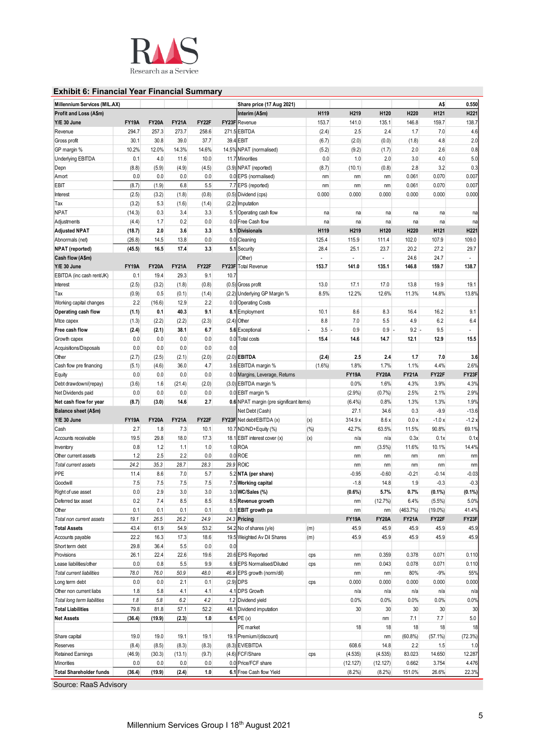## Exhibit 6: Financial Year Financial Summary

| Millennium Services (MIL.AX) | | | | | | Share price (17 Aug 2021) | | | | | | A$ | 0.550 |
|---|---|---|---|---|---|---|---|---|---|---|---|---|---|
| **Profit and Loss (A$m)** | | | | | | **Interim (A$m)** | | **H119** | **H219** | **H120** | **H220** | **H121** | **H221** |
| **Y/E 30 June** | **FY19A** | **FY20A** | **FY21A** | **FY22F** | **FY23F** | Revenue | | 153.7 | 141.0 | 135.1 | 146.8 | 159.7 | 138.7 |
| Revenue | 294.7 | 257.3 | 273.7 | 258.6 | 271.5 | EBITDA | | (2.4) | 2.5 | 2.4 | 1.7 | 7.0 | 4.6 |
| Gross profit | 30.1 | 30.8 | 39.0 | 37.7 | 39.4 | EBIT | | (6.7) | (2.0) | (0.0) | (1.8) | 4.8 | 2.0 |
| GP margin % | 10.2% | 12.0% | 14.3% | 14.6% | 14.5% | NPAT (normalised) | | (5.2) | (9.2) | (1.7) | 2.0 | 2.6 | 0.8 |
| Underlying EBITDA | 0.1 | 4.0 | 11.6 | 10.0 | 11.7 | Minorities | | 0.0 | 1.0 | 2.0 | 3.0 | 4.0 | 5.0 |
| Depn | (8.8) | (5.9) | (4.9) | (4.5) | (3.9) | NPAT (reported) | | (8.7) | (10.1) | (0.8) | 2.8 | 3.2 | 0.3 |
| Amort | 0.0 | 0.0 | 0.0 | 0.0 | 0.0 | EPS (normalised) | | nm | nm | nm | 0.061 | 0.070 | 0.007 |
| EBIT | (8.7) | (1.9) | 6.8 | 5.5 | 7.7 | EPS (reported) | | nm | nm | nm | 0.061 | 0.070 | 0.007 |
| Interest | (2.5) | (3.2) | (1.8) | (0.8) | (0.5) | Dividend (cps) | | 0.000 | 0.000 | 0.000 | 0.000 | 0.000 | 0.000 |
| Tax | (3.2) | 5.3 | (1.6) | (1.4) | (2.2) | Imputation | | | | | | | |
| NPAT | (14.3) | 0.3 | 3.4 | 3.3 | 5.1 | Operating cash flow | | na | na | na | na | na | na |
| Adjustments | (4.4) | 1.7 | 0.2 | 0.0 | 0.0 | Free Cash flow | | na | na | na | na | na | na |
| **Adjusted NPAT** | **(18.7)** | **2.0** | **3.6** | **3.3** | **5.1** | **Divisionals** | | **H119** | **H219** | **H120** | **H220** | **H121** | **H221** |
| Abnormals (net) | (26.8) | 14.5 | 13.8 | 0.0 | 0.0 | Cleaning | | 125.4 | 115.9 | 111.4 | 102.0 | 107.9 | 109.0 |
| **NPAT (reported)** | **(45.5)** | **16.5** | **17.4** | **3.3** | **5.1** | Security | | 28.4 | 25.1 | 23.7 | 20.2 | 27.2 | 29.7 |
| **Cash flow (A$m)** | | | | | | (Other) | | - | - | - | 24.6 | 24.7 | - |
| **Y/E 30 June** | **FY19A** | **FY20A** | **FY21A** | **FY22F** | **FY23F** | Total Revenue | | **153.7** | **141.0** | **135.1** | **146.8** | **159.7** | **138.7** |
| EBITDA (inc cash rent/JK) | 0.1 | 19.4 | 29.3 | 9.1 | 10.7 | | | | | | | | |
| Interest | (2.5) | (3.2) | (1.8) | (0.8) | (0.5) | Gross profit | | 13.0 | 17.1 | 17.0 | 13.8 | 19.9 | 19.1 |
| Tax | (0.9) | 0.5 | (0.1) | (1.4) | (2.2) | Underlying GP Margin % | | 8.5% | 12.2% | 12.6% | 11.3% | 14.8% | 13.8% |
| Working capital changes | 2.2 | (16.6) | 12.9 | 2.2 | 0.0 | Operating Costs | | | | | | | |
| **Operating cash flow** | **(1.1)** | **0.1** | **40.3** | **9.1** | **8.1** | Employment | | 10.1 | 8.6 | 8.3 | 16.4 | 16.2 | 9.1 |
| Mtce capex | (1.3) | (2.2) | (2.2) | (2.3) | (2.4) | Other | | 8.8 | 7.0 | 5.5 | 4.9 | 6.2 | 6.4 |
| **Free cash flow** | **(2.4)** | **(2.1)** | **38.1** | **6.7** | **5.6** | Exceptional | | - 3.5 | - 0.9 | 0.9 | - 9.2 | - 9.5 | - |
| Growth capex | 0.0 | 0.0 | 0.0 | 0.0 | 0.0 | Total costs | | **15.4** | **14.6** | **14.7** | **12.1** | **12.9** | **15.5** |
| Acquisitions/Disposals | 0.0 | 0.0 | 0.0 | 0.0 | 0.0 | | | | | | | | |
| Other | (2.7) | (2.5) | (2.1) | (2.0) | (2.0) | **EBITDA** | | **(2.4)** | **2.5** | **2.4** | **1.7** | **7.0** | **3.6** |
| Cash flow pre financing | (5.1) | (4.6) | 36.0 | 4.7 | 3.6 | EBITDA margin % | | (1.6%) | 1.8% | 1.7% | 1.1% | 4.4% | 2.6% |
| Equity | 0.0 | 0.0 | 0.0 | 0.0 | 0.0 | Margins, Leverage, Returns | | | **FY19A** | **FY20A** | **FY21A** | **FY22F** | **FY23F** |
| Debt drawdown/(repay) | (3.6) | 1.6 | (21.4) | (2.0) | (3.0) | EBITDA margin % | | | 0.0% | 1.6% | 4.3% | 3.9% | 4.3% |
| Net Dividends paid | 0.0 | 0.0 | 0.0 | 0.0 | 0.0 | EBIT margin % | | | (2.9%) | (0.7%) | 2.5% | 2.1% | 2.9% |
| **Net cash flow for year** | **(8.7)** | **(3.0)** | **14.6** | **2.7** | **0.6** | NPAT margin (pre significant items) | | | (6.4%) | 0.8% | 1.3% | 1.3% | 1.9% |
| **Balance sheet (A$m)** | | | | | | Net Debt (Cash) | | | 27.1 | 34.6 | 0.3 | -9.9 | -13.6 |
| **Y/E 30 June** | **FY19A** | **FY20A** | **FY21A** | **FY22F** | **FY23F** | Net debt/EBITDA (x) | (x) | | 314.9 x | 8.6 x | 0.0 x | -1.0 x | -1.2 x |
| Cash | 2.7 | 1.8 | 7.3 | 10.1 | 10.7 | ND/ND+Equity (%) | (%) | | 42.7% | 63.5% | 11.5% | 90.8% | 69.1% |
| Accounts receivable | 19.5 | 29.8 | 18.0 | 17.3 | 18.1 | EBIT interest cover (x) | (x) | | n/a | n/a | 0.3x | 0.1x | 0.1x |
| Inventory | 0.8 | 1.2 | 1.1 | 1.0 | 1.0 | ROA | | | nm | (3.5%) | 11.6% | 10.1% | 14.4% |
| Other current assets | 1.2 | 2.5 | 2.2 | 0.0 | 0.0 | ROE | | | nm | nm | nm | nm | nm |
| *Total current assets* | *24.2* | *35.3* | *28.7* | *28.3* | *29.9* | ROIC | | | nm | nm | nm | nm | nm |
| PPE | 11.4 | 8.6 | 7.0 | 5.7 | 5.2 | **NTA (per share)** | | | -0.95 | -0.60 | -0.21 | -0.14 | -0.03 |
| Goodwill | 7.5 | 7.5 | 7.5 | 7.5 | 7.5 | **Working capital** | | | -1.8 | 14.8 | 1.9 | -0.3 | -0.3 |
| Right of use asset | 0.0 | 2.9 | 3.0 | 3.0 | 3.0 | **WC/Sales (%)** | | | **(0.6%)** | **5.7%** | **0.7%** | **(0.1%)** | **(0.1%)** |
| Deferred tax asset | 0.2 | 7.4 | 8.5 | 8.5 | 8.5 | **Revenue growth** | | | nm | (12.7%) | 6.4% | (5.5%) | 5.0% |
| Other | 0.1 | 0.1 | 0.1 | 0.1 | 0.1 | **EBIT growth pa** | | | nm | nm | (463.7%) | (19.0%) | 41.4% |
| *Total non current assets* | *19.1* | *26.5* | *26.2* | *24.9* | *24.3* | **Pricing** | | | **FY19A** | **FY20A** | **FY21A** | **FY22F** | **FY23F** |
| **Total Assets** | **43.4** | **61.9** | **54.9** | **53.2** | **54.2** | No of shares (y/e) | (m) | | 45.9 | 45.9 | 45.9 | 45.9 | 45.9 |
| Accounts payable | 22.2 | 16.3 | 17.3 | 18.6 | 19.5 | Weighted Av Dil Shares | (m) | | 45.9 | 45.9 | 45.9 | 45.9 | 45.9 |
| Short term debt | 29.8 | 36.4 | 5.5 | 0.0 | 0.0 | | | | | | | | |
| Provisions | 26.1 | 22.4 | 22.6 | 19.6 | 20.6 | EPS Reported | cps | | nm | 0.359 | 0.378 | 0.071 | 0.110 |
| Lease liabilities/other | 0.0 | 0.8 | 5.5 | 9.9 | 6.9 | EPS Normalised/Diluted | cps | | nm | 0.043 | 0.078 | 0.071 | 0.110 |
| *Total current liabilities* | *78.0* | *76.0* | *50.9* | *48.0* | *46.9* | EPS growth (norm/dil) | | | nm | nm | 80% | -9% | 55% |
| Long term debt | 0.0 | 0.0 | 2.1 | 0.1 | (2.9) | DPS | cps | | 0.000 | 0.000 | 0.000 | 0.000 | 0.000 |
| Other non current liabs | 1.8 | 5.8 | 4.1 | 4.1 | 4.1 | DPS Growth | | | n/a | n/a | n/a | n/a | n/a |
| *Total long term liabilities* | *1.8* | *5.8* | *6.2* | *4.2* | *1.2* | Dividend yield | | | 0.0% | 0.0% | 0.0% | 0.0% | 0.0% |
| **Total Liabilities** | **79.8** | **81.8** | **57.1** | **52.2** | **48.1** | Dividend imputation | | | 30 | 30 | 30 | 30 | 30 |
| **Net Assets** | **(36.4)** | **(19.9)** | **(2.3)** | **1.0** | **6.1** | PE (x) | | | | nm | 7.1 | 7.7 | 5.0 |
| | | | | | | PE market | | | 18 | 18 | 18 | 18 | 18 |
| Share capital | 19.0 | 19.0 | 19.1 | 19.1 | 19.1 | Premium/(discount) | | | | nm | (60.8%) | (57.1%) | (72.3%) |
| Reserves | (8.4) | (8.5) | (8.3) | (8.3) | (8.3) | EV/EBITDA | | | 608.6 | 14.8 | 2.2 | 1.5 | 1.0 |
| Retained Earnings | (46.9) | (30.3) | (13.1) | (9.7) | (4.6) | FCF/Share | cps | | (4.535) | (4.535) | 83.023 | 14.650 | 12.287 |
| Minorities | 0.0 | 0.0 | 0.0 | 0.0 | 0.0 | Price/FCF share | | | (12.127) | (12.127) | 0.662 | 3.754 | 4.476 |
| **Total Shareholder funds** | **(36.4)** | **(19.9)** | **(2.4)** | **1.0** | **6.1** | Free Cash flow Yield | | | (8.2%) | (8.2%) | 151.0% | 26.6% | 22.3% |

Source: RaaS Advisory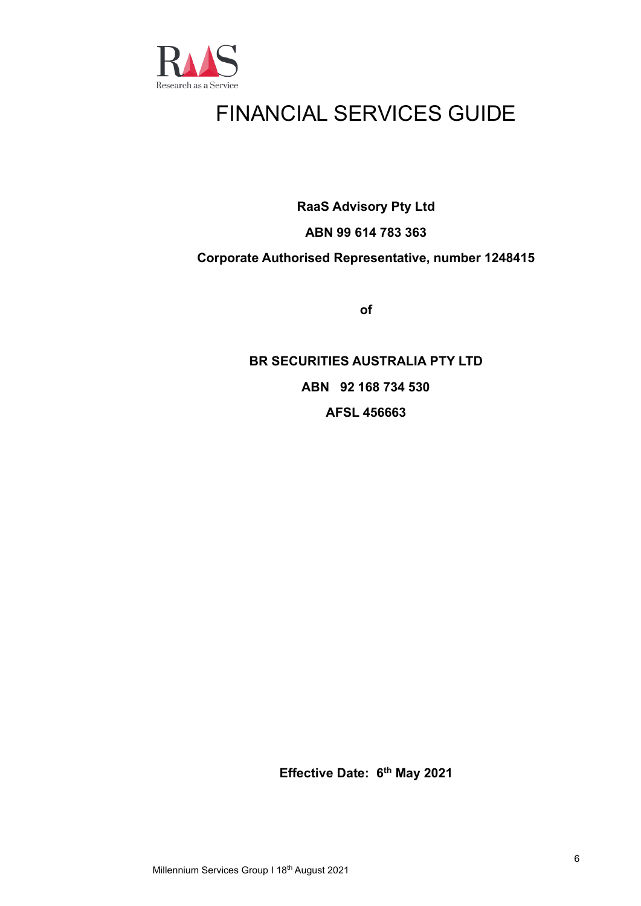# FINANCIAL SERVICES GUIDE

**RaaS Advisory Pty Ltd**

**ABN 99 614 783 363**

**Corporate Authorised Representative, number 1248415**

**of**

**BR SECURITIES AUSTRALIA PTY LTD**

**ABN 92 168 734 530**

**AFSL 456663**

**Effective Date: 6th May 2021**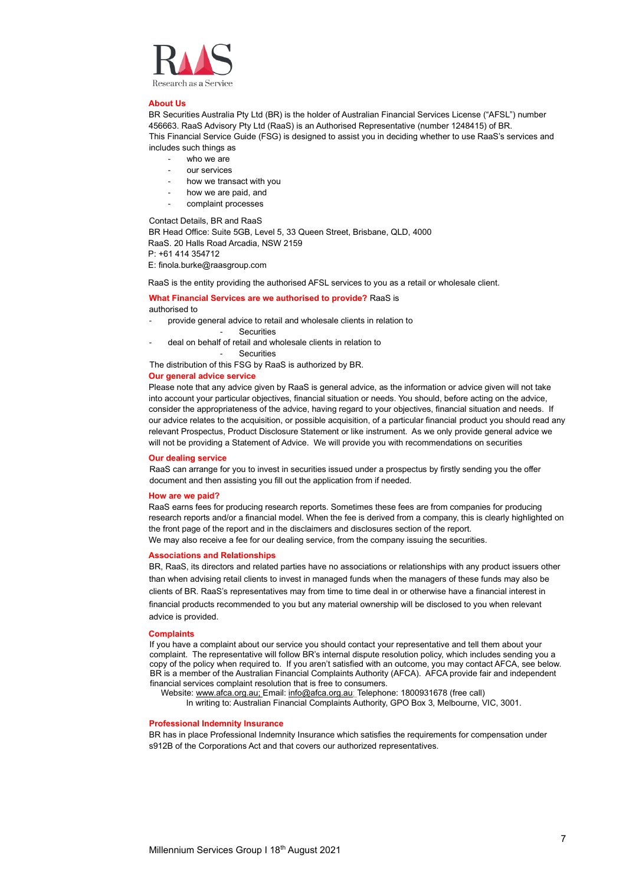RAAS
Research as a Service

## About Us

BR Securities Australia Pty Ltd (BR) is the holder of Australian Financial Services License ("AFSL") number 456663. RaaS Advisory Pty Ltd (RaaS) is an Authorised Representative (number 1248415) of BR.
This Financial Service Guide (FSG) is designed to assist you in deciding whether to use RaaS's services and includes such things as

- who we are
- our services
- how we transact with you
- how we are paid, and
- complaint processes

Contact Details, BR and RaaS
BR Head Office: Suite 5GB, Level 5, 33 Queen Street, Brisbane, QLD, 4000
RaaS. 20 Halls Road Arcadia, NSW 2159
P: +61 414 354712
E: finola.burke@raasgroup.com

RaaS is the entity providing the authorised AFSL services to you as a retail or wholesale client.

## What Financial Services are we authorised to provide?

RaaS is authorised to

- provide general advice to retail and wholesale clients in relation to
  - Securities
- deal on behalf of retail and wholesale clients in relation to
  - Securities

The distribution of this FSG by RaaS is authorized by BR.

## Our general advice service

Please note that any advice given by RaaS is general advice, as the information or advice given will not take into account your particular objectives, financial situation or needs. You should, before acting on the advice, consider the appropriateness of the advice, having regard to your objectives, financial situation and needs. If our advice relates to the acquisition, or possible acquisition, of a particular financial product you should read any relevant Prospectus, Product Disclosure Statement or like instrument. As we only provide general advice we will not be providing a Statement of Advice. We will provide you with recommendations on securities

## Our dealing service

RaaS can arrange for you to invest in securities issued under a prospectus by firstly sending you the offer document and then assisting you fill out the application from if needed.

## How are we paid?

RaaS earns fees for producing research reports. Sometimes these fees are from companies for producing research reports and/or a financial model. When the fee is derived from a company, this is clearly highlighted on the front page of the report and in the disclaimers and disclosures section of the report.
We may also receive a fee for our dealing service, from the company issuing the securities.

## Associations and Relationships

BR, RaaS, its directors and related parties have no associations or relationships with any product issuers other than when advising retail clients to invest in managed funds when the managers of these funds may also be clients of BR. RaaS's representatives may from time to time deal in or otherwise have a financial interest in financial products recommended to you but any material ownership will be disclosed to you when relevant advice is provided.

## Complaints

If you have a complaint about our service you should contact your representative and tell them about your complaint. The representative will follow BR's internal dispute resolution policy, which includes sending you a copy of the policy when required to. If you aren't satisfied with an outcome, you may contact AFCA, see below. BR is a member of the Australian Financial Complaints Authority (AFCA). AFCA provide fair and independent financial services complaint resolution that is free to consumers.
Website: www.afca.org.au; Email: info@afca.org.au; Telephone: 1800931678 (free call)
In writing to: Australian Financial Complaints Authority, GPO Box 3, Melbourne, VIC, 3001.

## Professional Indemnity Insurance

BR has in place Professional Indemnity Insurance which satisfies the requirements for compensation under s912B of the Corporations Act and that covers our authorized representatives.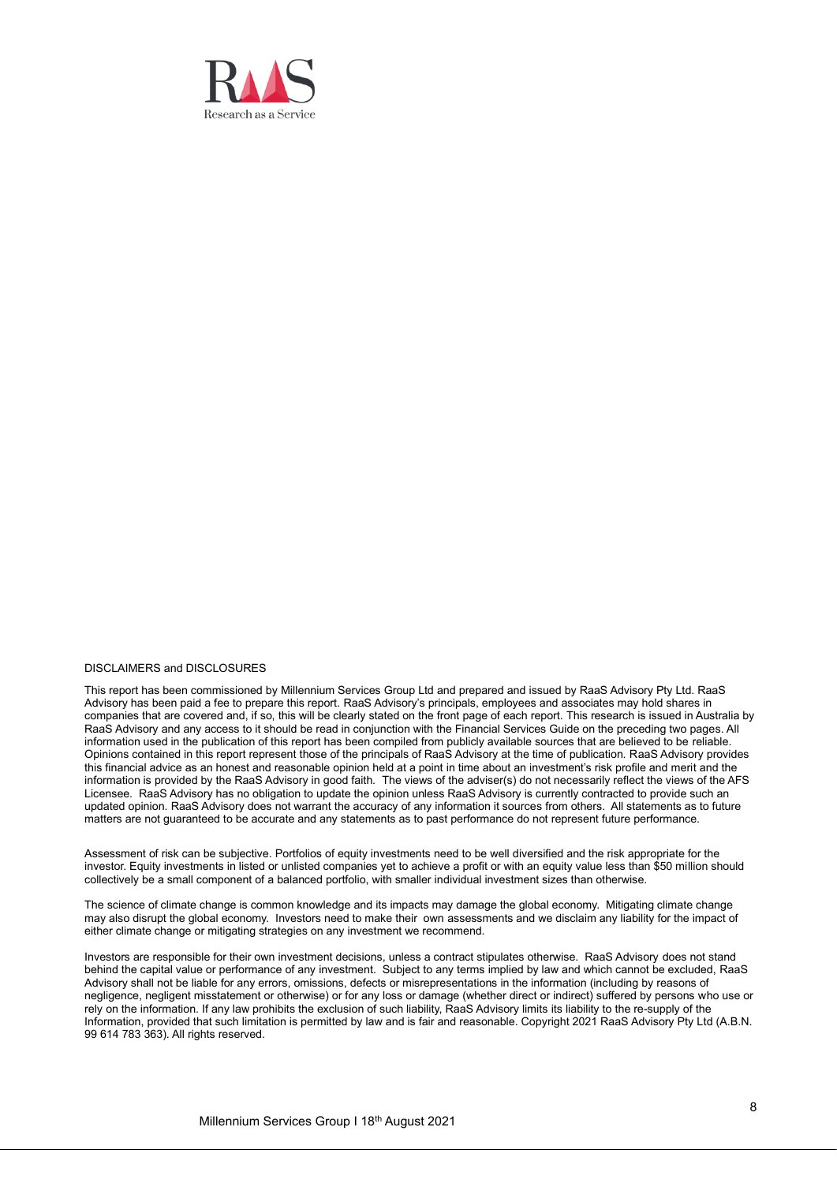DISCLAIMERS and DISCLOSURES

This report has been commissioned by Millennium Services Group Ltd and prepared and issued by RaaS Advisory Pty Ltd. RaaS Advisory has been paid a fee to prepare this report. RaaS Advisory's principals, employees and associates may hold shares in companies that are covered and, if so, this will be clearly stated on the front page of each report. This research is issued in Australia by RaaS Advisory and any access to it should be read in conjunction with the Financial Services Guide on the preceding two pages. All information used in the publication of this report has been compiled from publicly available sources that are believed to be reliable. Opinions contained in this report represent those of the principals of RaaS Advisory at the time of publication. RaaS Advisory provides this financial advice as an honest and reasonable opinion held at a point in time about an investment's risk profile and merit and the information is provided by the RaaS Advisory in good faith. The views of the adviser(s) do not necessarily reflect the views of the AFS Licensee. RaaS Advisory has no obligation to update the opinion unless RaaS Advisory is currently contracted to provide such an updated opinion. RaaS Advisory does not warrant the accuracy of any information it sources from others. All statements as to future matters are not guaranteed to be accurate and any statements as to past performance do not represent future performance.

Assessment of risk can be subjective. Portfolios of equity investments need to be well diversified and the risk appropriate for the investor. Equity investments in listed or unlisted companies yet to achieve a profit or with an equity value less than $50 million should collectively be a small component of a balanced portfolio, with smaller individual investment sizes than otherwise.

The science of climate change is common knowledge and its impacts may damage the global economy. Mitigating climate change may also disrupt the global economy. Investors need to make their own assessments and we disclaim any liability for the impact of either climate change or mitigating strategies on any investment we recommend.

Investors are responsible for their own investment decisions, unless a contract stipulates otherwise. RaaS Advisory does not stand behind the capital value or performance of any investment. Subject to any terms implied by law and which cannot be excluded, RaaS Advisory shall not be liable for any errors, omissions, defects or misrepresentations in the information (including by reasons of negligence, negligent misstatement or otherwise) or for any loss or damage (whether direct or indirect) suffered by persons who use or rely on the information. If any law prohibits the exclusion of such liability, RaaS Advisory limits its liability to the re-supply of the Information, provided that such limitation is permitted by law and is fair and reasonable. Copyright 2021 RaaS Advisory Pty Ltd (A.B.N. 99 614 783 363). All rights reserved.